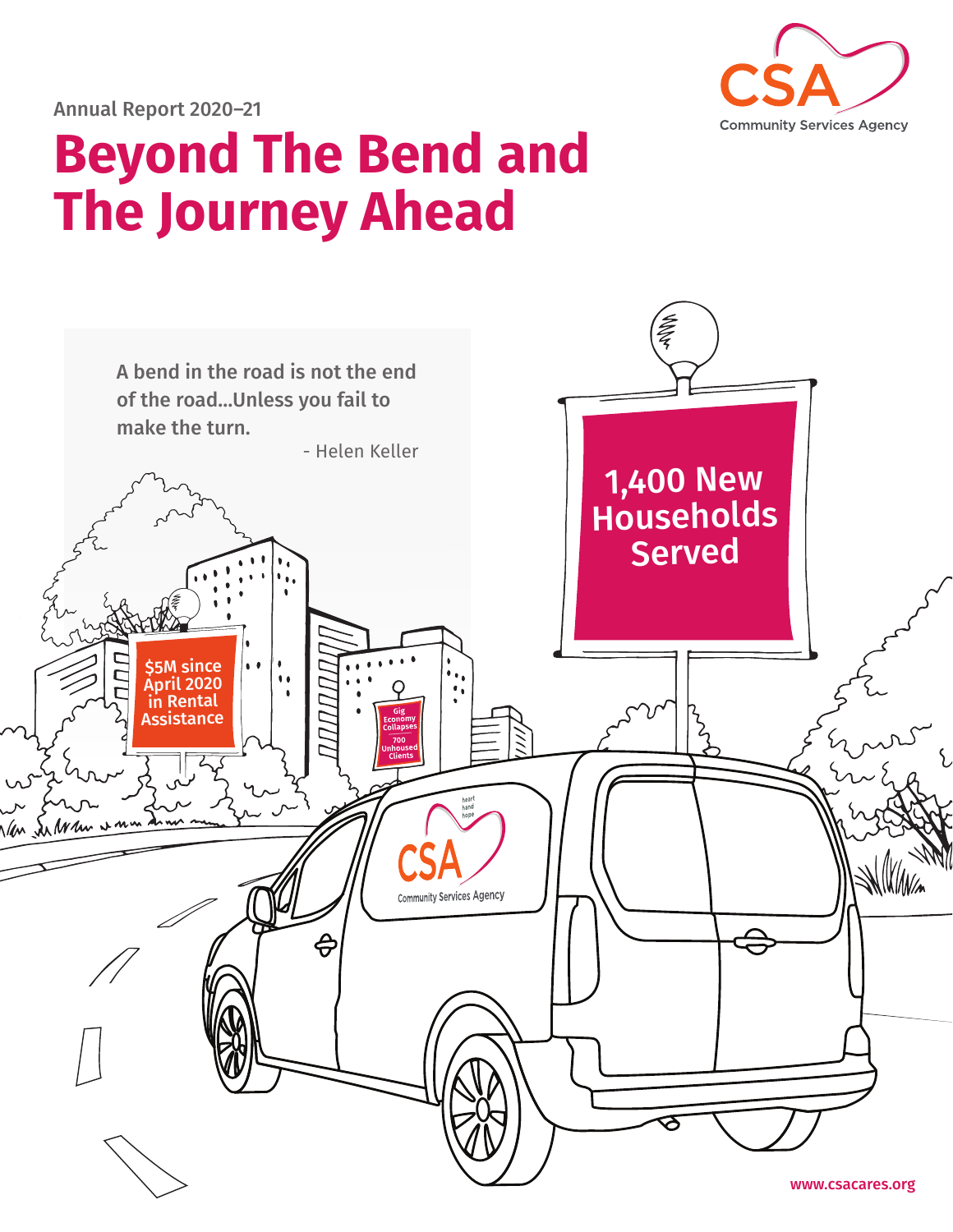Annual Report 2020–21

# Beyond The Bend and The Journey Ahead

CSA
Community Services Agency

A bend in the road is not the end of the road...Unless you fail to make the turn.

- Helen Keller

1,400 New Households Served

$5M since April 2020 in Rental Assistance

Gig Economy Collapses

700 Unhoused Clients

www.csacares.org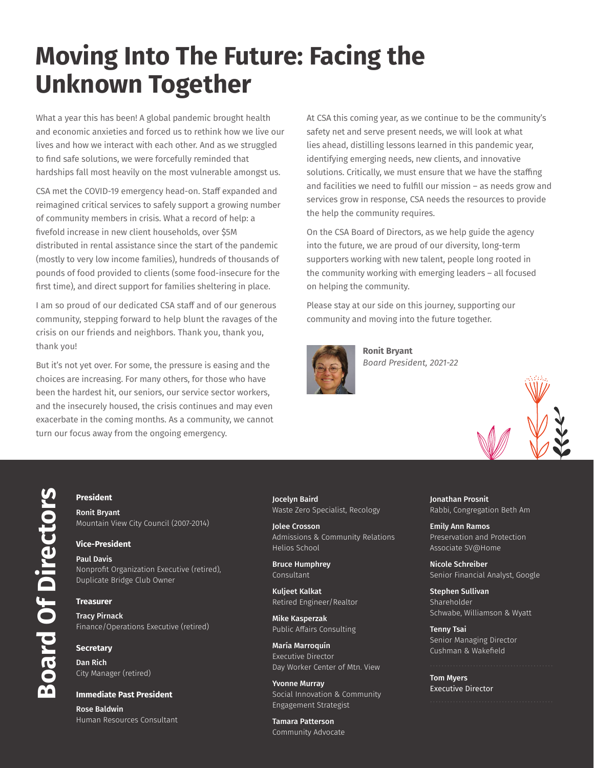# Moving Into The Future: Facing the Unknown Together

What a year this has been! A global pandemic brought health and economic anxieties and forced us to rethink how we live our lives and how we interact with each other. And as we struggled to find safe solutions, we were forcefully reminded that hardships fall most heavily on the most vulnerable amongst us.

CSA met the COVID-19 emergency head-on. Staff expanded and reimagined critical services to safely support a growing number of community members in crisis. What a record of help: a fivefold increase in new client households, over $5M distributed in rental assistance since the start of the pandemic (mostly to very low income families), hundreds of thousands of pounds of food provided to clients (some food-insecure for the first time), and direct support for families sheltering in place.

I am so proud of our dedicated CSA staff and of our generous community, stepping forward to help blunt the ravages of the crisis on our friends and neighbors. Thank you, thank you, thank you!

But it's not yet over. For some, the pressure is easing and the choices are increasing. For many others, for those who have been the hardest hit, our seniors, our service sector workers, and the insecurely housed, the crisis continues and may even exacerbate in the coming months. As a community, we cannot turn our focus away from the ongoing emergency.

At CSA this coming year, as we continue to be the community's safety net and serve present needs, we will look at what lies ahead, distilling lessons learned in this pandemic year, identifying emerging needs, new clients, and innovative solutions. Critically, we must ensure that we have the staffing and facilities we need to fulfill our mission – as needs grow and services grow in response, CSA needs the resources to provide the help the community requires.

On the CSA Board of Directors, as we help guide the agency into the future, we are proud of our diversity, long-term supporters working with new talent, people long rooted in the community working with emerging leaders – all focused on helping the community.

Please stay at our side on this journey, supporting our community and moving into the future together.

**Ronit Bryant**
*Board President, 2021-22*

## Board Of Directors

**President**

**Ronit Bryant**
Mountain View City Council (2007-2014)

**Vice-President**

**Paul Davis**
Nonprofit Organization Executive (retired), Duplicate Bridge Club Owner

**Treasurer**

**Tracy Pirnack**
Finance/Operations Executive (retired)

**Secretary**

**Dan Rich**
City Manager (retired)

**Immediate Past President**

**Rose Baldwin**
Human Resources Consultant

**Jocelyn Baird**
Waste Zero Specialist, Recology

**Jolee Crosson**
Admissions & Community Relations
Helios School

**Bruce Humphrey**
Consultant

**Kuljeet Kalkat**
Retired Engineer/Realtor

**Mike Kasperzak**
Public Affairs Consulting

**María Marroquín**
Executive Director
Day Worker Center of Mtn. View

**Yvonne Murray**
Social Innovation & Community Engagement Strategist

**Tamara Patterson**
Community Advocate

**Jonathan Prosnit**
Rabbi, Congregation Beth Am

**Emily Ann Ramos**
Preservation and Protection Associate SV@Home

**Nicole Schreiber**
Senior Financial Analyst, Google

**Stephen Sullivan**
Shareholder
Schwabe, Williamson & Wyatt

**Tenny Tsai**
Senior Managing Director
Cushman & Wakefield

**Tom Myers**
Executive Director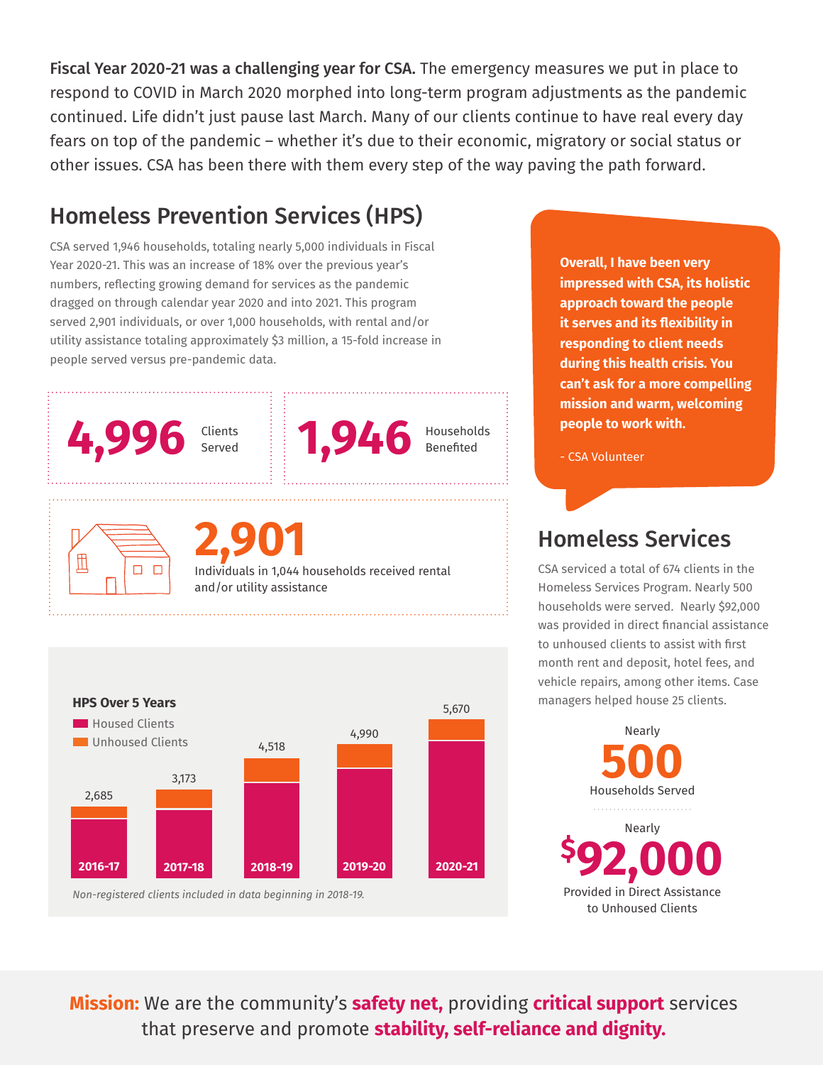**Fiscal Year 2020-21 was a challenging year for CSA.** The emergency measures we put in place to respond to COVID in March 2020 morphed into long-term program adjustments as the pandemic continued. Life didn't just pause last March. Many of our clients continue to have real every day fears on top of the pandemic – whether it's due to their economic, migratory or social status or other issues. CSA has been there with them every step of the way paving the path forward.

## Homeless Prevention Services (HPS)

CSA served 1,946 households, totaling nearly 5,000 individuals in Fiscal Year 2020-21. This was an increase of 18% over the previous year's numbers, reflecting growing demand for services as the pandemic dragged on through calendar year 2020 and into 2021. This program served 2,901 individuals, or over 1,000 households, with rental and/or utility assistance totaling approximately $3 million, a 15-fold increase in people served versus pre-pandemic data.

**4,996** Clients Served

**1,946** Households Benefited

**2,901** Individuals in 1,044 households received rental and/or utility assistance

**HPS Over 5 Years**

| Year | Total (Housed Clients + Unhoused Clients) |
|---|---|
| 2016-17 | 2,685 |
| 2017-18 | 3,173 |
| 2018-19 | 4,518 |
| 2019-20 | 4,990 |
| 2020-21 | 5,670 |

*Non-registered clients included in data beginning in 2018-19.*

> **Overall, I have been very impressed with CSA, its holistic approach toward the people it serves and its flexibility in responding to client needs during this health crisis. You can't ask for a more compelling mission and warm, welcoming people to work with.**
>
> \- CSA Volunteer

## Homeless Services

CSA serviced a total of 674 clients in the Homeless Services Program. Nearly 500 households were served. Nearly $92,000 was provided in direct financial assistance to unhoused clients to assist with first month rent and deposit, hotel fees, and vehicle repairs, among other items. Case managers helped house 25 clients.

Nearly **500** Households Served

Nearly **$92,000** Provided in Direct Assistance to Unhoused Clients

**Mission:** We are the community's **safety net,** providing **critical support** services that preserve and promote **stability, self-reliance and dignity.**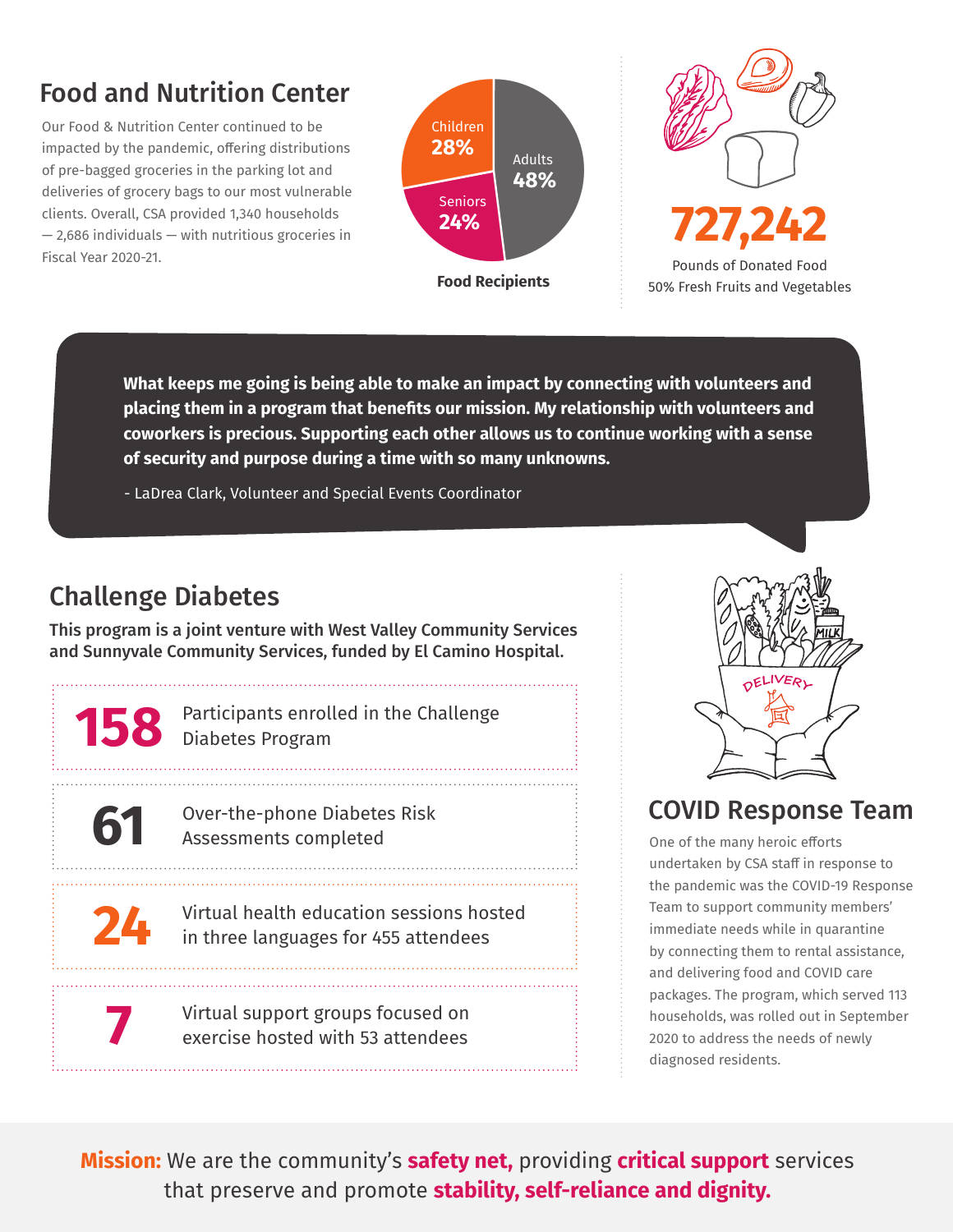## Food and Nutrition Center

Our Food & Nutrition Center continued to be impacted by the pandemic, offering distributions of pre-bagged groceries in the parking lot and deliveries of grocery bags to our most vulnerable clients. Overall, CSA provided 1,340 households — 2,686 individuals — with nutritious groceries in Fiscal Year 2020-21.

**Food Recipients**

- Children 28%
- Adults 48%
- Seniors 24%

**727,242**

Pounds of Donated Food
50% Fresh Fruits and Vegetables

> **What keeps me going is being able to make an impact by connecting with volunteers and placing them in a program that benefits our mission. My relationship with volunteers and coworkers is precious. Supporting each other allows us to continue working with a sense of security and purpose during a time with so many unknowns.**
>
> - LaDrea Clark, Volunteer and Special Events Coordinator

## Challenge Diabetes

**This program is a joint venture with West Valley Community Services and Sunnyvale Community Services, funded by El Camino Hospital.**

**158** Participants enrolled in the Challenge Diabetes Program

**61** Over-the-phone Diabetes Risk Assessments completed

**24** Virtual health education sessions hosted in three languages for 455 attendees

**7** Virtual support groups focused on exercise hosted with 53 attendees

## COVID Response Team

One of the many heroic efforts undertaken by CSA staff in response to the pandemic was the COVID-19 Response Team to support community members' immediate needs while in quarantine by connecting them to rental assistance, and delivering food and COVID care packages. The program, which served 113 households, was rolled out in September 2020 to address the needs of newly diagnosed residents.

**Mission:** We are the community's **safety net,** providing **critical support** services that preserve and promote **stability, self-reliance and dignity.**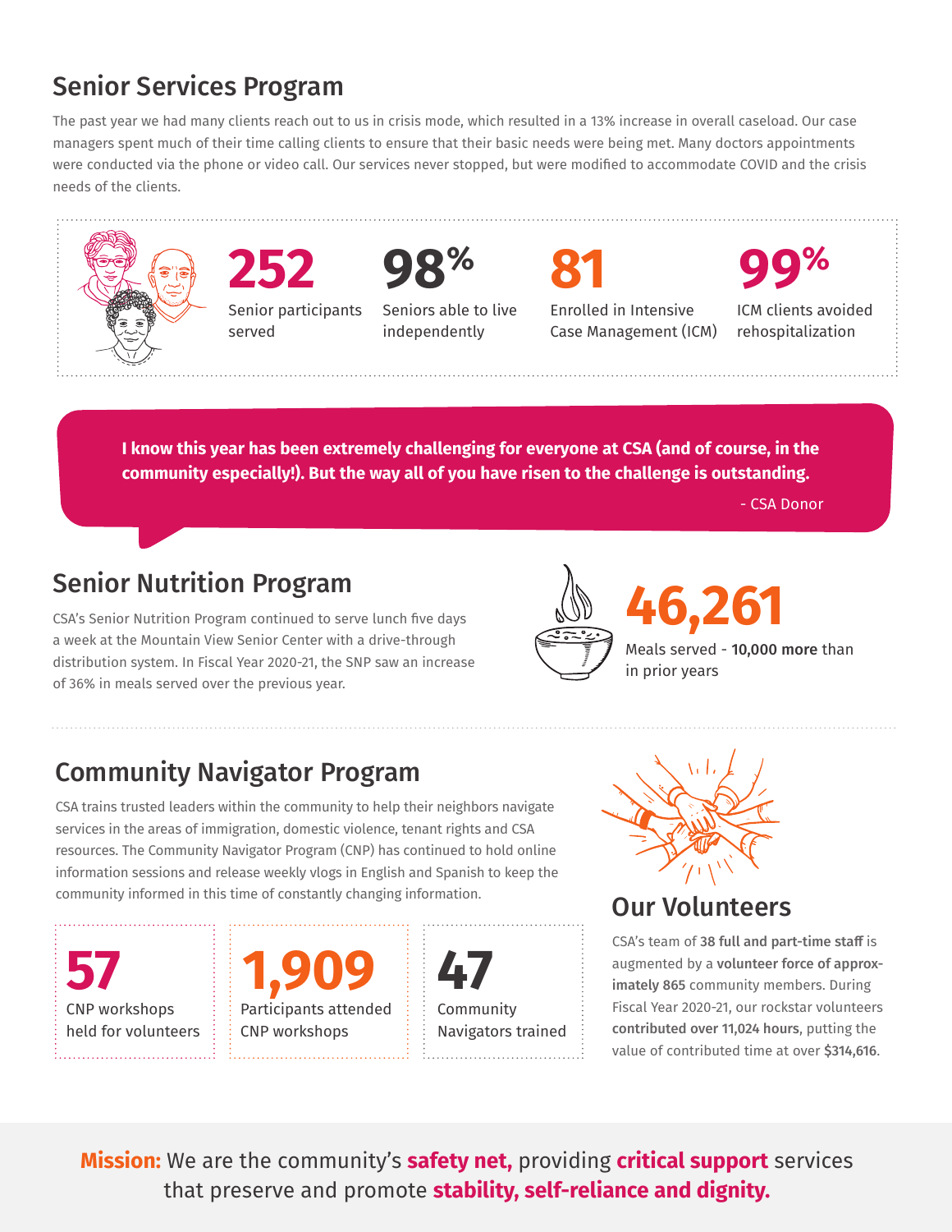## Senior Services Program

The past year we had many clients reach out to us in crisis mode, which resulted in a 13% increase in overall caseload. Our case managers spent much of their time calling clients to ensure that their basic needs were being met. Many doctors appointments were conducted via the phone or video call. Our services never stopped, but were modified to accommodate COVID and the crisis needs of the clients.

**252**
Senior participants served

**98%**
Seniors able to live independently

**81**
Enrolled in Intensive Case Management (ICM)

**99%**
ICM clients avoided rehospitalization

> **I know this year has been extremely challenging for everyone at CSA (and of course, in the community especially!). But the way all of you have risen to the challenge is outstanding.**
>
> \- CSA Donor

## Senior Nutrition Program

CSA's Senior Nutrition Program continued to serve lunch five days a week at the Mountain View Senior Center with a drive-through distribution system. In Fiscal Year 2020-21, the SNP saw an increase of 36% in meals served over the previous year.

**46,261**
Meals served - **10,000 more** than in prior years

## Community Navigator Program

CSA trains trusted leaders within the community to help their neighbors navigate services in the areas of immigration, domestic violence, tenant rights and CSA resources. The Community Navigator Program (CNP) has continued to hold online information sessions and release weekly vlogs in English and Spanish to keep the community informed in this time of constantly changing information.

**57**
CNP workshops held for volunteers

**1,909**
Participants attended CNP workshops

**47**
Community Navigators trained

## Our Volunteers

CSA's team of **38 full and part-time staff** is augmented by a **volunteer force of approximately 865** community members. During Fiscal Year 2020-21, our rockstar volunteers **contributed over 11,024 hours**, putting the value of contributed time at over **$314,616**.

**Mission:** We are the community's **safety net,** providing **critical support** services that preserve and promote **stability, self-reliance and dignity.**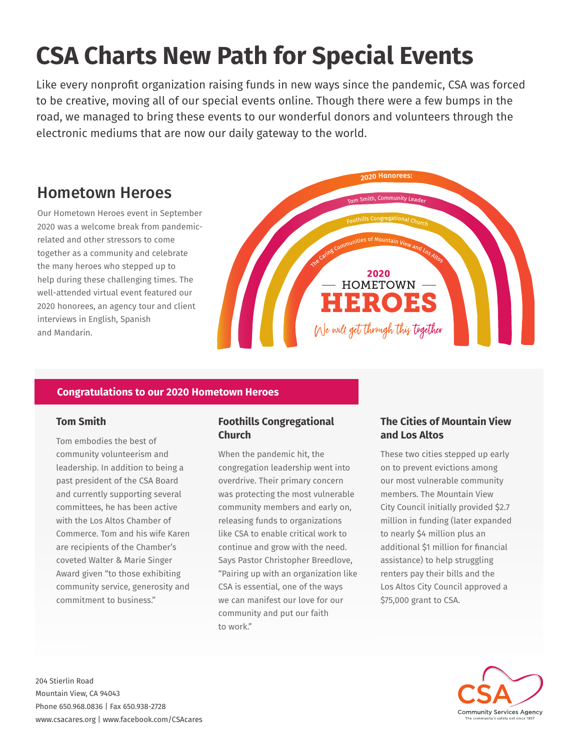# CSA Charts New Path for Special Events

Like every nonprofit organization raising funds in new ways since the pandemic, CSA was forced to be creative, moving all of our special events online. Though there were a few bumps in the road, we managed to bring these events to our wonderful donors and volunteers through the electronic mediums that are now our daily gateway to the world.

## Hometown Heroes

Our Hometown Heroes event in September 2020 was a welcome break from pandemic-related and other stressors to come together as a community and celebrate the many heroes who stepped up to help during these challenging times. The well-attended virtual event featured our 2020 honorees, an agency tour and client interviews in English, Spanish and Mandarin.

2020 Honorees:
Tom Smith, Community Leader
Foothills Congregational Church
The Caring Communities of Mountain View and Los Altos

2020
HOMETOWN
HEROES
*We will get through this together*

**Congratulations to our 2020 Hometown Heroes**

### Tom Smith

Tom embodies the best of community volunteerism and leadership. In addition to being a past president of the CSA Board and currently supporting several committees, he has been active with the Los Altos Chamber of Commerce. Tom and his wife Karen are recipients of the Chamber's coveted Walter & Marie Singer Award given "to those exhibiting community service, generosity and commitment to business."

### Foothills Congregational Church

When the pandemic hit, the congregation leadership went into overdrive. Their primary concern was protecting the most vulnerable community members and early on, releasing funds to organizations like CSA to enable critical work to continue and grow with the need. Says Pastor Christopher Breedlove, "Pairing up with an organization like CSA is essential, one of the ways we can manifest our love for our community and put our faith to work."

### The Cities of Mountain View and Los Altos

These two cities stepped up early on to prevent evictions among our most vulnerable community members. The Mountain View City Council initially provided $2.7 million in funding (later expanded to nearly $4 million plus an additional $1 million for financial assistance) to help struggling renters pay their bills and the Los Altos City Council approved a $75,000 grant to CSA.

204 Stierlin Road
Mountain View, CA 94043
Phone 650.968.0836 | Fax 650.938-2728
www.csacares.org | www.facebook.com/CSAcares

CSA
Community Services Agency
The community's safety net since 1957